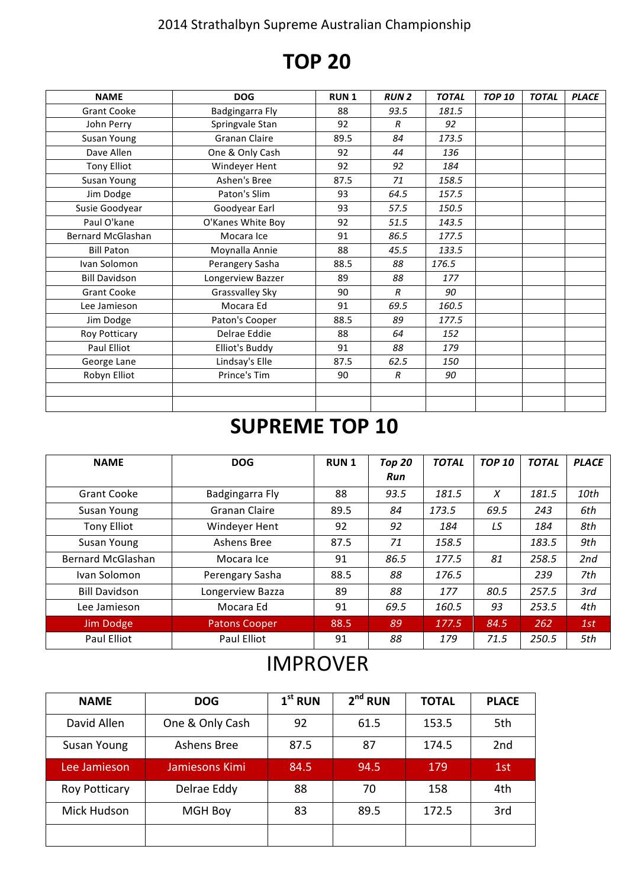2014 Strathalbyn Supreme Australian Championship

# TOP 20

| NAME | DOG | RUN 1 | *RUN 2* | *TOTAL* | *TOP 10* | *TOTAL* | *PLACE* |
|---|---|---|---|---|---|---|---|
| Grant Cooke | Badgingarra Fly | 88 | *93.5* | *181.5* | | | |
| John Perry | Springvale Stan | 92 | *R* | *92* | | | |
| Susan Young | Granan Claire | 89.5 | *84* | *173.5* | | | |
| Dave Allen | One & Only Cash | 92 | *44* | *136* | | | |
| Tony Elliot | Windeyer Hent | 92 | *92* | *184* | | | |
| Susan Young | Ashen's Bree | 87.5 | *71* | *158.5* | | | |
| Jim Dodge | Paton's Slim | 93 | *64.5* | *157.5* | | | |
| Susie Goodyear | Goodyear Earl | 93 | *57.5* | *150.5* | | | |
| Paul O'kane | O'Kanes White Boy | 92 | *51.5* | *143.5* | | | |
| Bernard McGlashan | Mocara Ice | 91 | *86.5* | *177.5* | | | |
| Bill Paton | Moynalla Annie | 88 | *45.5* | *133.5* | | | |
| Ivan Solomon | Perangery Sasha | 88.5 | *88* | *176.5* | | | |
| Bill Davidson | Longerview Bazzer | 89 | *88* | *177* | | | |
| Grant Cooke | Grassvalley Sky | 90 | *R* | *90* | | | |
| Lee Jamieson | Mocara Ed | 91 | *69.5* | *160.5* | | | |
| Jim Dodge | Paton's Cooper | 88.5 | *89* | *177.5* | | | |
| Roy Potticary | Delrae Eddie | 88 | *64* | *152* | | | |
| Paul Elliot | Elliot's Buddy | 91 | *88* | *179* | | | |
| George Lane | Lindsay's Elle | 87.5 | *62.5* | *150* | | | |
| Robyn Elliot | Prince's Tim | 90 | *R* | *90* | | | |
| | | | | | | | |
| | | | | | | | |

# SUPREME TOP 10

| NAME | DOG | RUN 1 | *Top 20 Run* | *TOTAL* | *TOP 10* | *TOTAL* | *PLACE* |
|---|---|---|---|---|---|---|---|
| Grant Cooke | Badgingarra Fly | 88 | *93.5* | *181.5* | *X* | *181.5* | *10th* |
| Susan Young | Granan Claire | 89.5 | *84* | *173.5* | *69.5* | *243* | *6th* |
| Tony Elliot | Windeyer Hent | 92 | *92* | *184* | *LS* | *184* | *8th* |
| Susan Young | Ashens Bree | 87.5 | *71* | *158.5* | | *183.5* | *9th* |
| Bernard McGlashan | Mocara Ice | 91 | *86.5* | *177.5* | *81* | *258.5* | *2nd* |
| Ivan Solomon | Perengary Sasha | 88.5 | *88* | *176.5* | | *239* | *7th* |
| Bill Davidson | Longerview Bazza | 89 | *88* | *177* | *80.5* | *257.5* | *3rd* |
| Lee Jamieson | Mocara Ed | 91 | *69.5* | *160.5* | *93* | *253.5* | *4th* |
| Jim Dodge | Patons Cooper | 88.5 | *89* | *177.5* | *84.5* | *262* | *1st* |
| Paul Elliot | Paul Elliot | 91 | *88* | *179* | *71.5* | *250.5* | *5th* |

# IMPROVER

| NAME | DOG | 1st RUN | 2nd RUN | TOTAL | PLACE |
|---|---|---|---|---|---|
| David Allen | One & Only Cash | 92 | 61.5 | 153.5 | 5th |
| Susan Young | Ashens Bree | 87.5 | 87 | 174.5 | 2nd |
| Lee Jamieson | Jamiesons Kimi | 84.5 | 94.5 | 179 | 1st |
| Roy Potticary | Delrae Eddy | 88 | 70 | 158 | 4th |
| Mick Hudson | MGH Boy | 83 | 89.5 | 172.5 | 3rd |
| | | | | | |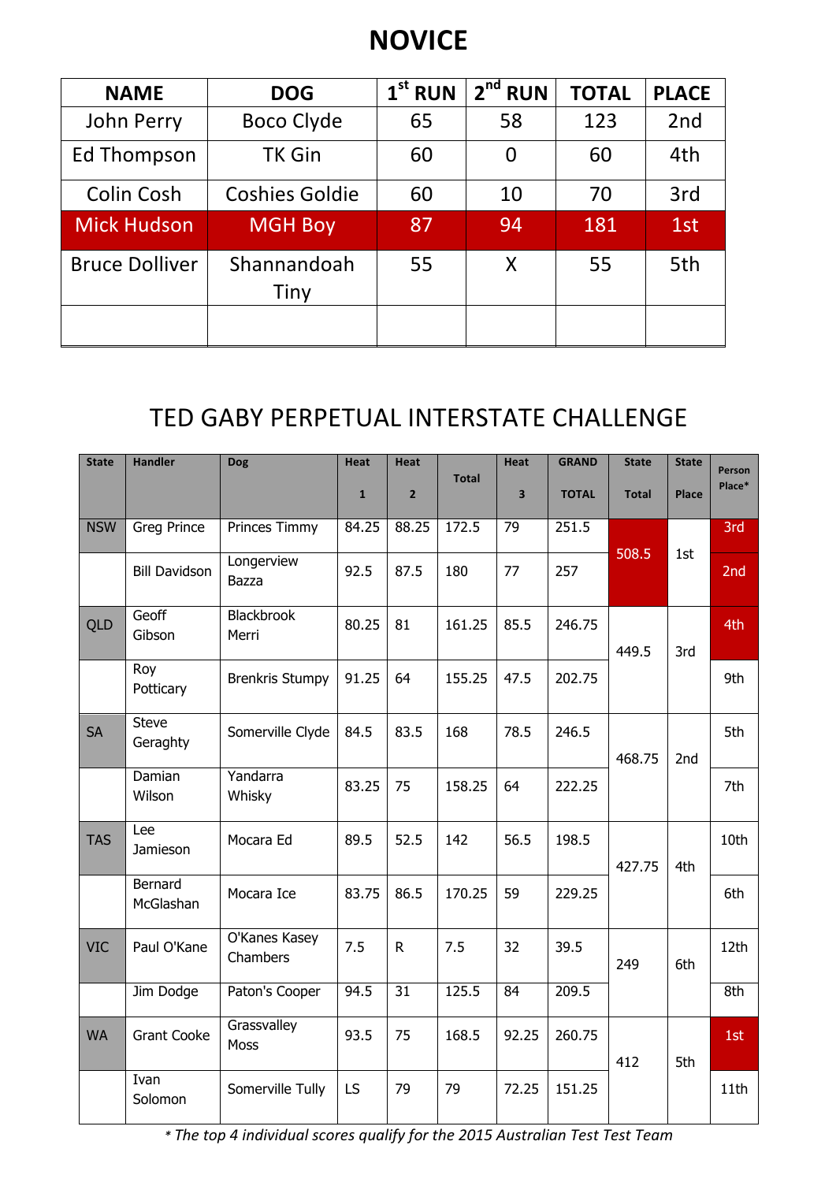# NOVICE

| NAME | DOG | 1st RUN | 2nd RUN | TOTAL | PLACE |
|---|---|---|---|---|---|
| John Perry | Boco Clyde | 65 | 58 | 123 | 2nd |
| Ed Thompson | TK Gin | 60 | 0 | 60 | 4th |
| Colin Cosh | Coshies Goldie | 60 | 10 | 70 | 3rd |
| Mick Hudson | MGH Boy | 87 | 94 | 181 | 1st |
| Bruce Dolliver | Shannandoah Tiny | 55 | X | 55 | 5th |
| | | | | | |

# TED GABY PERPETUAL INTERSTATE CHALLENGE

| State | Handler | Dog | Heat 1 | Heat 2 | Total | Heat 3 | GRAND TOTAL | State Total | State Place | Person Place* |
|---|---|---|---|---|---|---|---|---|---|---|
| NSW | Greg Prince | Princes Timmy | 84.25 | 88.25 | 172.5 | 79 | 251.5 | 508.5 | 1st | 3rd |
| | Bill Davidson | Longerview Bazza | 92.5 | 87.5 | 180 | 77 | 257 | | | 2nd |
| QLD | Geoff Gibson | Blackbrook Merri | 80.25 | 81 | 161.25 | 85.5 | 246.75 | 449.5 | 3rd | 4th |
| | Roy Potticary | Brenkris Stumpy | 91.25 | 64 | 155.25 | 47.5 | 202.75 | | | 9th |
| SA | Steve Geraghty | Somerville Clyde | 84.5 | 83.5 | 168 | 78.5 | 246.5 | 468.75 | 2nd | 5th |
| | Damian Wilson | Yandarra Whisky | 83.25 | 75 | 158.25 | 64 | 222.25 | | | 7th |
| TAS | Lee Jamieson | Mocara Ed | 89.5 | 52.5 | 142 | 56.5 | 198.5 | 427.75 | 4th | 10th |
| | Bernard McGlashan | Mocara Ice | 83.75 | 86.5 | 170.25 | 59 | 229.25 | | | 6th |
| VIC | Paul O'Kane | O'Kanes Kasey Chambers | 7.5 | R | 7.5 | 32 | 39.5 | 249 | 6th | 12th |
| | Jim Dodge | Paton's Cooper | 94.5 | 31 | 125.5 | 84 | 209.5 | | | 8th |
| WA | Grant Cooke | Grassvalley Moss | 93.5 | 75 | 168.5 | 92.25 | 260.75 | 412 | 5th | 1st |
| | Ivan Solomon | Somerville Tully | LS | 79 | 79 | 72.25 | 151.25 | | | 11th |

*\* The top 4 individual scores qualify for the 2015 Australian Test Test Team*